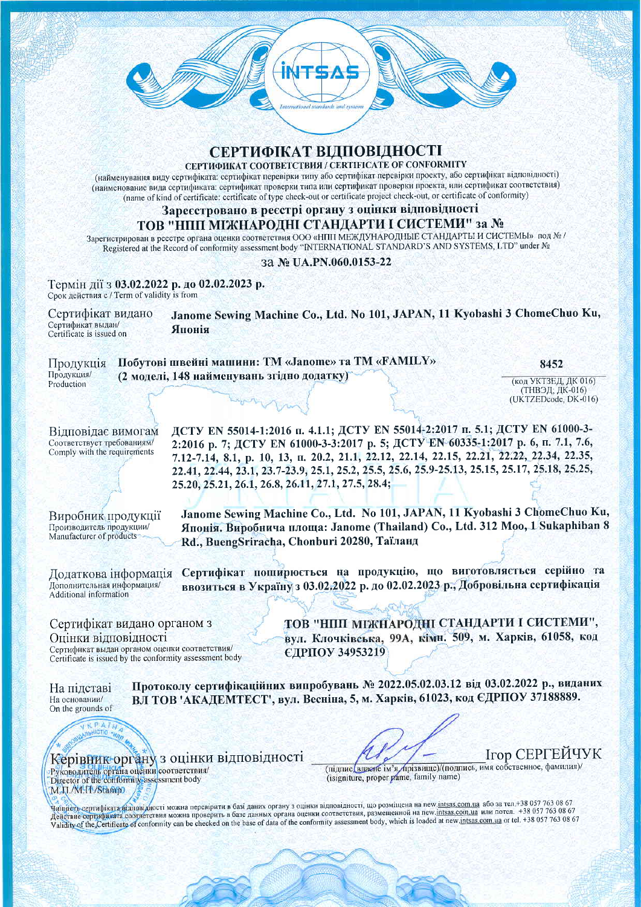INTSAS

International standards and systems

# СЕРТИФІКАТ ВІДПОВІДНОСТІ

СЕРТИФИКАТ СООТВЕТСТВИЯ / CERTIFICATE OF CONFORMITY

(найменування виду сертифіката: сертифікат перевірки типу або сертифікат перевірки проекту, або сертифікат відповідності)
(наименование вида сертификата: сертификат проверки типа или сертификат проверки проекта, или сертификат соответствия)
(name of kind of certificate: certificate of type check-out or certificate project check-out, or certificate of conformity)

## Зареєстровано в реєстрі органу з оцінки відповідності ТОВ "НПП МІЖНАРОДНІ СТАНДАРТИ І СИСТЕМИ" за №

Зарегистрирован в реестре органа оценки соответствия ООО «НПП МЕЖДУНАРОДНЫЕ СТАНДАРТЫ И СИСТЕМЫ» под № /
Registered at the Record of conformity assessment body "INTERNATIONAL STANDARD'S AND SYSTEMS, LTD" under №

за № **UA.PN.060.0153-22**

Термін дії з **03.02.2022 р. до 02.02.2023 р.**
Срок действия с / Term of validity is from

Сертифікат видано / Сертификат выдан / Certificate is issued on: **Janome Sewing Machine Co., Ltd. No 101, JAPAN, 11 Kyobashi 3 ChomeChuo Ku, Японія**

Продукція / Продукция / Production: **Побутові швейні машини: ТМ «Janome» та ТМ «FAMILY» (2 моделі, 148 найменувань згідно додатку)**

**8452**
(код УКТЗЕД, ДК 016)
(ТНВЭД, ДК-016)
(UKTZEDcode, DK-016)

Відповідає вимогам / Соответствует требованиям / Comply with the requirements: **ДСТУ EN 55014-1:2016 п. 4.1.1; ДСТУ EN 55014-2:2017 п. 5.1; ДСТУ EN 61000-3-2:2016 р. 7; ДСТУ EN 61000-3-3:2017 р. 5; ДСТУ EN 60335-1:2017 р. 6, п. 7.1, 7.6, 7.12-7.14, 8.1, р. 10, 13, п. 20.2, 21.1, 22.12, 22.14, 22.15, 22.21, 22.22, 22.34, 22.35, 22.41, 22.44, 23.1, 23.7-23.9, 25.1, 25.2, 25.5, 25.6, 25.9-25.13, 25.15, 25.17, 25.18, 25.25, 25.20, 25.21, 26.1, 26.8, 26.11, 27.1, 27.5, 28.4;**

Виробник продукції / Производитель продукции / Manufacturer of products: **Janome Sewing Machine Co., Ltd. No 101, JAPAN, 11 Kyobashi 3 ChomeChuo Ku, Японія. Виробнича площа: Janome (Thailand) Co., Ltd. 312 Moo, 1 Sukaphiban 8 Rd., BuengSriracha, Chonburi 20280, Таїланд**

Додаткова інформація / Дополнительная информация / Additional information: **Сертифікат поширюється на продукцію, що виготовляється серійно та ввозиться в Україну з 03.02.2022 р. до 02.02.2023 р., Добровільна сертифікація**

Сертифікат видано органом з Оцінки відповідності / Сертификат выдан органом оценки соответствия / Certificate is issued by the conformity assessment body: **ТОВ "НПП МІЖНАРОДНІ СТАНДАРТИ І СИСТЕМИ", вул. Клочківська, 99А, кімн. 509, м. Харків, 61058, код ЄДРПОУ 34953219**

На підставі / На основании / On the grounds of: **Протоколу сертифікаційних випробувань № 2022.05.02.03.12 від 03.02.2022 р., виданих ВЛ ТОВ 'АКАДЕМТЕСТ', вул. Весніна, 5, м. Харків, 61023, код ЄДРПОУ 37188889.**

Керівник органу з оцінки відповідності
Руководитель органа оценки соответствия/
Director of the conformity assessment body
М.П./М.П./Stamp

Ігор СЕРГЕЙЧУК
(підпис, власне ім'я, прізвище)/(подпись, имя собственное, фамилия)/
(isigniture, proper name, family name)

Чинність сертифіката відповідності можна перевірити в базі даних органу з оцінки відповідності, що розміщена на new.intsas.com.ua або за тел.+38 057 763 08 67
Действие сертификата соответствия можна проверить в базе данных органа оценки соответствия, размещенной на new.intsas.com.ua или потел. +38 057 763 08 67
Validity of the Certificate of conformity can be checked on the base of data of the conformity assessment body, which is loaded at new.intsas.com.ua or tel. +38 057 763 08 67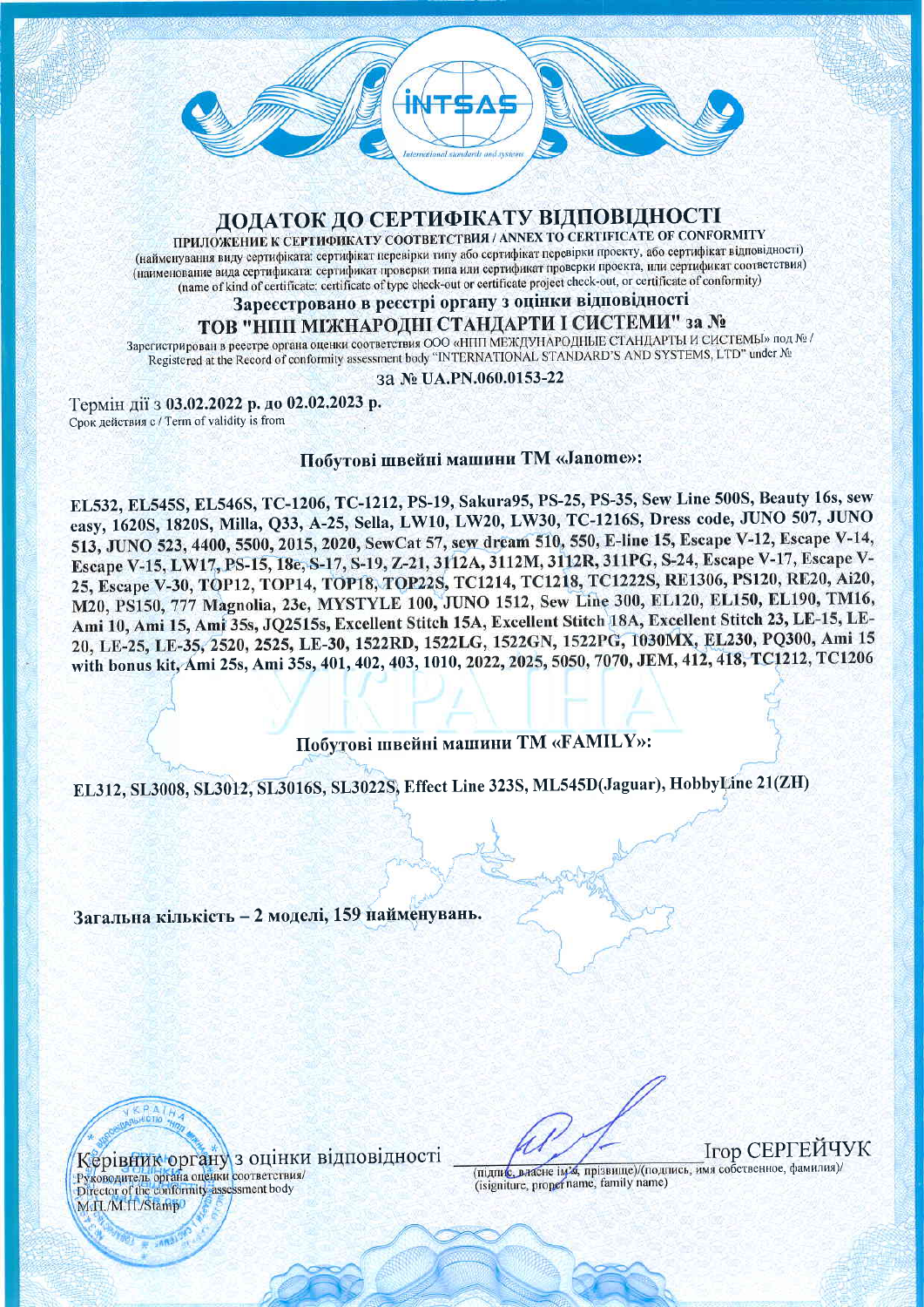INTSAS

International standards and systems

# ДОДАТОК ДО СЕРТИФІКАТУ ВІДПОВІДНОСТІ

**ПРИЛОЖЕНИЕ К СЕРТИФИКАТУ СООТВЕТСТВИЯ / ANNEX TO CERTIFICATE OF CONFORMITY**

(найменування виду сертифіката: сертифікат перевірки типу або сертифікат перевірки проекту, або сертифікат відповідності)
(наименование вида сертификата: сертификат проверки типа или сертификат проверки проекта, или сертификат соответствия)
(name of kind of certificate: certificate of type check-out or certificate project check-out, or certificate of conformity)

**Зареєстровано в реєстрі органу з оцінки відповідності**

**ТОВ "НПП МІЖНАРОДНІ СТАНДАРТИ І СИСТЕМИ" за №**

Зарегистрирован в реестре органа оценки соответствия ООО «НПП МЕЖДУНАРОДНЫЕ СТАНДАРТЫ И СИСТЕМЫ» под № /
Registered at the Record of conformity assessment body "INTERNATIONAL STANDARD'S AND SYSTEMS, LTD" under №

за № UA.PN.060.0153-22

Термін дії з **03.02.2022 р.** до **02.02.2023 р.**
Срок действия с / Term of validity is from

**Побутові швейні машини ТМ «Janome»:**

**EL532, EL545S, EL546S, TC-1206, TC-1212, PS-19, Sakura95, PS-25, PS-35, Sew Line 500S, Beauty 16s, sew easy, 1620S, 1820S, Milla, Q33, A-25, Sella, LW10, LW20, LW30, TC-1216S, Dress code, JUNO 507, JUNO 513, JUNO 523, 4400, 5500, 2015, 2020, SewCat 57, sew dream 510, 550, E-line 15, Escape V-12, Escape V-14, Escape V-15, LW17, PS-15, 18e, S-17, S-19, Z-21, 3112A, 3112M, 3112R, 311PG, S-24, Escape V-17, Escape V-25, Escape V-30, TOP12, TOP14, TOP18, TOP22S, TC1214, TC1218, TC1222S, RE1306, PS120, RE20, Ai20, M20, PS150, 777 Magnolia, 23e, MYSTYLE 100, JUNO 1512, Sew Line 300, EL120, EL150, EL190, TM16, Ami 10, Ami 15, Ami 35s, JQ2515s, Excellent Stitch 15A, Excellent Stitch 18A, Excellent Stitch 23, LE-15, LE-20, LE-25, LE-35, 2520, 2525, LE-30, 1522RD, 1522LG, 1522GN, 1522PG, 1030MX, EL230, PQ300, Ami 15 with bonus kit, Ami 25s, Ami 35s, 401, 402, 403, 1010, 2022, 2025, 5050, 7070, JEM, 412, 418, TC1212, TC1206**

**Побутові швейні машини ТМ «FAMILY»:**

**EL312, SL3008, SL3012, SL3016S, SL3022S, Effect Line 323S, ML545D(Jaguar), HobbyLine 21(ZH)**

**Загальна кількість – 2 моделі, 159 найменувань.**

Керівник органу з оцінки відповідності
Руководитель органа оценки соответствия/
Director of the conformity assessment body
М.П./М.П./Stamp

Ігор СЕРГЕЙЧУК

(підпис, власне ім'я, прізвище)/(подпись, имя собственное, фамилия)/
(isigniture, proper name, family name)